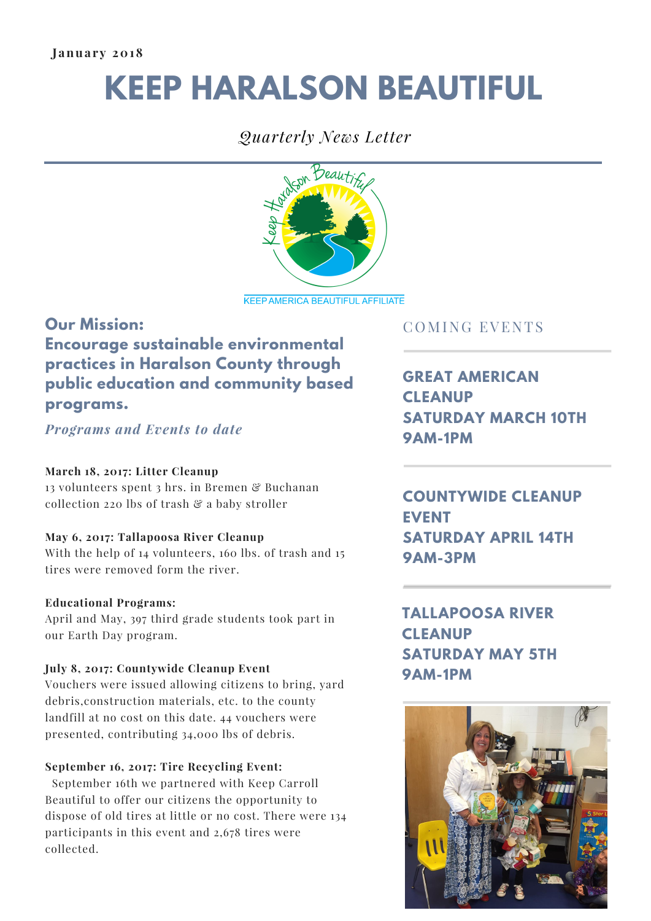**January 2018**

# KEEP HARALSON BEAUTIFUL

*Quarterly News Letter*

KEEP AMERICA BEAUTIFUL AFFILIATE

## Our Mission: Encourage sustainable environmental practices in Haralson County through public education and community based programs.

*Programs and Events to date*

**March 18, 2017: Litter Cleanup**
13 volunteers spent 3 hrs. in Bremen & Buchanan collection 220 lbs of trash & a baby stroller

**May 6, 2017: Tallapoosa River Cleanup**
With the help of 14 volunteers, 160 lbs. of trash and 15 tires were removed form the river.

**Educational Programs:**
April and May, 397 third grade students took part in our Earth Day program.

**July 8, 2017: Countywide Cleanup Event**
Vouchers were issued allowing citizens to bring, yard debris,construction materials, etc. to the county landfill at no cost on this date. 44 vouchers were presented, contributing 34,000 lbs of debris.

**September 16, 2017: Tire Recycling Event:**
September 16th we partnered with Keep Carroll Beautiful to offer our citizens the opportunity to dispose of old tires at little or no cost. There were 134 participants in this event and 2,678 tires were collected.

## COMING EVENTS

**GREAT AMERICAN CLEANUP SATURDAY MARCH 10TH 9AM-1PM**

**COUNTYWIDE CLEANUP EVENT SATURDAY APRIL 14TH 9AM-3PM**

**TALLAPOOSA RIVER CLEANUP SATURDAY MAY 5TH 9AM-1PM**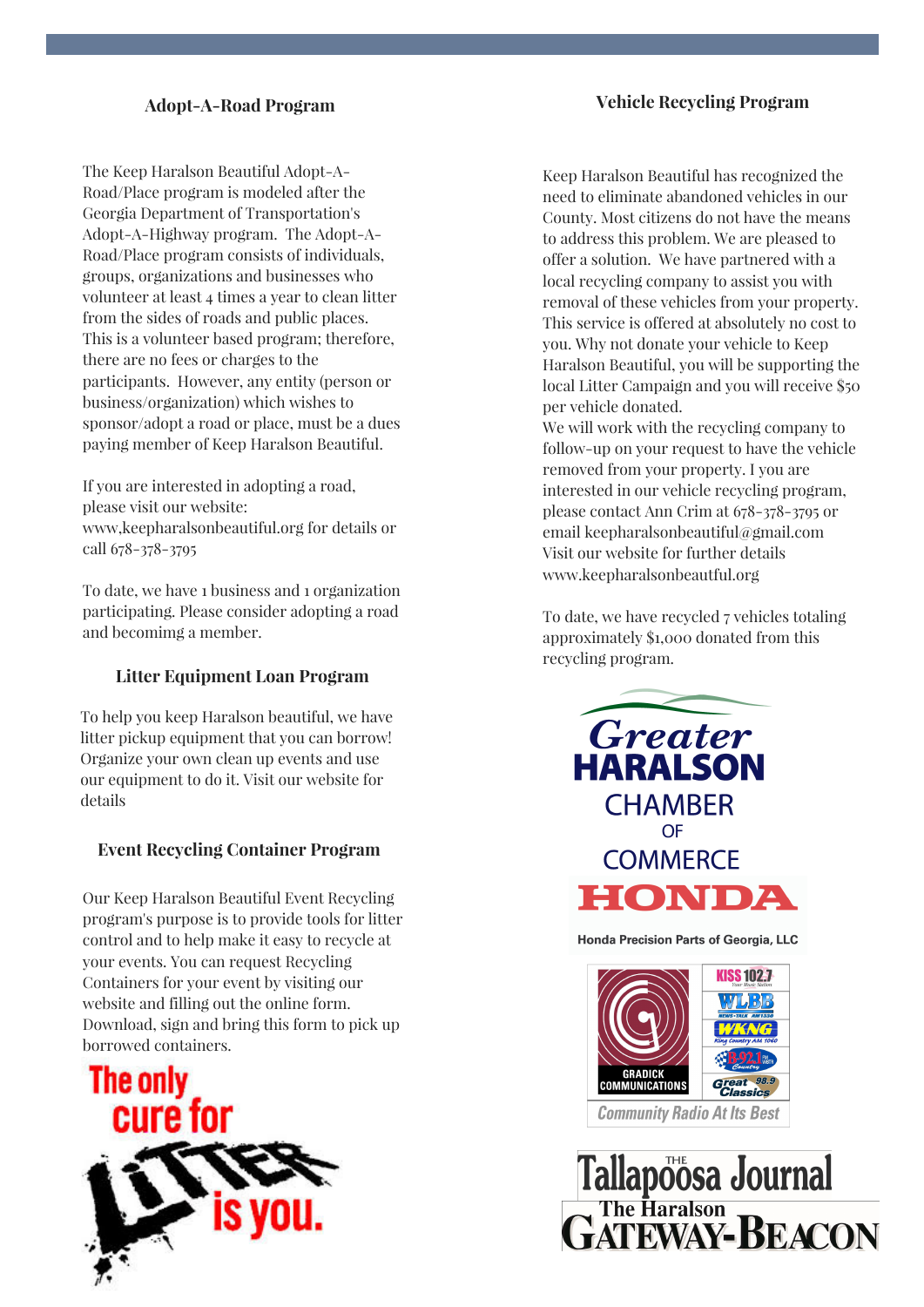## Adopt-A-Road Program

The Keep Haralson Beautiful Adopt-A-Road/Place program is modeled after the Georgia Department of Transportation's Adopt-A-Highway program. The Adopt-A-Road/Place program consists of individuals, groups, organizations and businesses who volunteer at least 4 times a year to clean litter from the sides of roads and public places. This is a volunteer based program; therefore, there are no fees or charges to the participants. However, any entity (person or business/organization) which wishes to sponsor/adopt a road or place, must be a dues paying member of Keep Haralson Beautiful.

If you are interested in adopting a road, please visit our website: www,keepharalsonbeautiful.org for details or call 678-378-3795

To date, we have 1 business and 1 organization participating. Please consider adopting a road and becomimg a member.

## Litter Equipment Loan Program

To help you keep Haralson beautiful, we have litter pickup equipment that you can borrow! Organize your own clean up events and use our equipment to do it. Visit our website for details

## Event Recycling Container Program

Our Keep Haralson Beautiful Event Recycling program's purpose is to provide tools for litter control and to help make it easy to recycle at your events. You can request Recycling Containers for your event by visiting our website and filling out the online form. Download, sign and bring this form to pick up borrowed containers.

The only cure for LITTER is you.

## Vehicle Recycling Program

Keep Haralson Beautiful has recognized the need to eliminate abandoned vehicles in our County. Most citizens do not have the means to address this problem. We are pleased to offer a solution. We have partnered with a local recycling company to assist you with removal of these vehicles from your property. This service is offered at absolutely no cost to you. Why not donate your vehicle to Keep Haralson Beautiful, you will be supporting the local Litter Campaign and you will receive $50 per vehicle donated.

We will work with the recycling company to follow-up on your request to have the vehicle removed from your property. I you are interested in our vehicle recycling program, please contact Ann Crim at 678-378-3795 or email keepharalsonbeautiful@gmail.com Visit our website for further details www.keepharalsonbeautful.org

To date, we have recycled 7 vehicles totaling approximately $1,000 donated from this recycling program.

Greater HARALSON CHAMBER OF COMMERCE

HONDA

Honda Precision Parts of Georgia, LLC

GRADICK COMMUNICATIONS

KISS 102.7

WLBB

WKNG

92.1

Great Classics 98.9

Community Radio At Its Best

The Tallapoosa Journal

The Haralson Gateway-Beacon